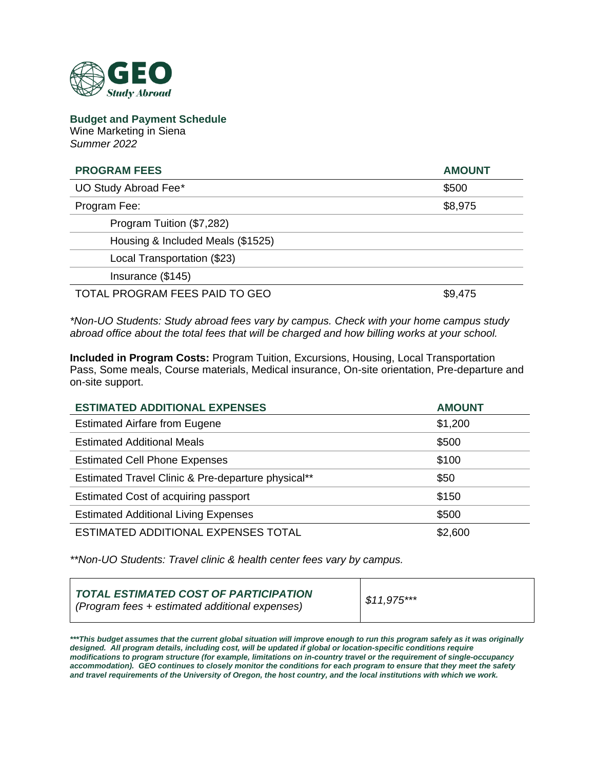GEO Study Abroad

## Budget and Payment Schedule

Wine Marketing in Siena
*Summer 2022*

| PROGRAM FEES | AMOUNT |
|---|---|
| UO Study Abroad Fee* | $500 |
| Program Fee: | $8,975 |
| Program Tuition ($7,282) | |
| Housing & Included Meals ($1525) | |
| Local Transportation ($23) | |
| Insurance ($145) | |
| TOTAL PROGRAM FEES PAID TO GEO | $9,475 |

*\*Non-UO Students: Study abroad fees vary by campus. Check with your home campus study abroad office about the total fees that will be charged and how billing works at your school.*

**Included in Program Costs:** Program Tuition, Excursions, Housing, Local Transportation Pass, Some meals, Course materials, Medical insurance, On-site orientation, Pre-departure and on-site support.

| ESTIMATED ADDITIONAL EXPENSES | AMOUNT |
|---|---|
| Estimated Airfare from Eugene | $1,200 |
| Estimated Additional Meals | $500 |
| Estimated Cell Phone Expenses | $100 |
| Estimated Travel Clinic & Pre-departure physical** | $50 |
| Estimated Cost of acquiring passport | $150 |
| Estimated Additional Living Expenses | $500 |
| ESTIMATED ADDITIONAL EXPENSES TOTAL | $2,600 |

*\*\*Non-UO Students: Travel clinic & health center fees vary by campus.*

| ***TOTAL ESTIMATED COST OF PARTICIPATION*** *(Program fees + estimated additional expenses)* | *$11,975\*\*\** |
|---|---|

***\*\*\*This budget assumes that the current global situation will improve enough to run this program safely as it was originally designed. All program details, including cost, will be updated if global or location-specific conditions require modifications to program structure (for example, limitations on in-country travel or the requirement of single-occupancy accommodation). GEO continues to closely monitor the conditions for each program to ensure that they meet the safety and travel requirements of the University of Oregon, the host country, and the local institutions with which we work.***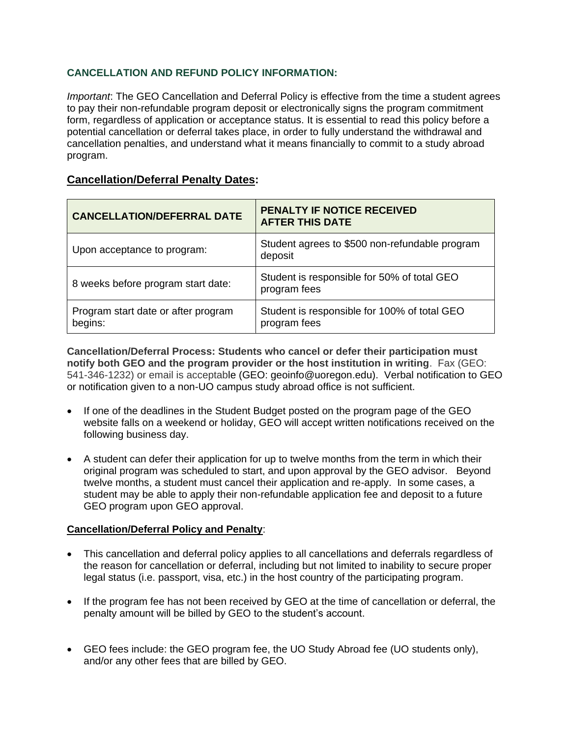**CANCELLATION AND REFUND POLICY INFORMATION:**

*Important*: The GEO Cancellation and Deferral Policy is effective from the time a student agrees to pay their non-refundable program deposit or electronically signs the program commitment form, regardless of application or acceptance status. It is essential to read this policy before a potential cancellation or deferral takes place, in order to fully understand the withdrawal and cancellation penalties, and understand what it means financially to commit to a study abroad program.

## Cancellation/Deferral Penalty Dates:

| CANCELLATION/DEFERRAL DATE | PENALTY IF NOTICE RECEIVED AFTER THIS DATE |
|---|---|
| Upon acceptance to program: | Student agrees to $500 non-refundable program deposit |
| 8 weeks before program start date: | Student is responsible for 50% of total GEO program fees |
| Program start date or after program begins: | Student is responsible for 100% of total GEO program fees |

**Cancellation/Deferral Process: Students who cancel or defer their participation must notify both GEO and the program provider or the host institution in writing**. Fax (GEO: 541-346-1232) or email is acceptable (GEO: geoinfo@uoregon.edu). Verbal notification to GEO or notification given to a non-UO campus study abroad office is not sufficient.

- If one of the deadlines in the Student Budget posted on the program page of the GEO website falls on a weekend or holiday, GEO will accept written notifications received on the following business day.
- A student can defer their application for up to twelve months from the term in which their original program was scheduled to start, and upon approval by the GEO advisor. Beyond twelve months, a student must cancel their application and re-apply. In some cases, a student may be able to apply their non-refundable application fee and deposit to a future GEO program upon GEO approval.

**Cancellation/Deferral Policy and Penalty**:

- This cancellation and deferral policy applies to all cancellations and deferrals regardless of the reason for cancellation or deferral, including but not limited to inability to secure proper legal status (i.e. passport, visa, etc.) in the host country of the participating program.
- If the program fee has not been received by GEO at the time of cancellation or deferral, the penalty amount will be billed by GEO to the student's account.
- GEO fees include: the GEO program fee, the UO Study Abroad fee (UO students only), and/or any other fees that are billed by GEO.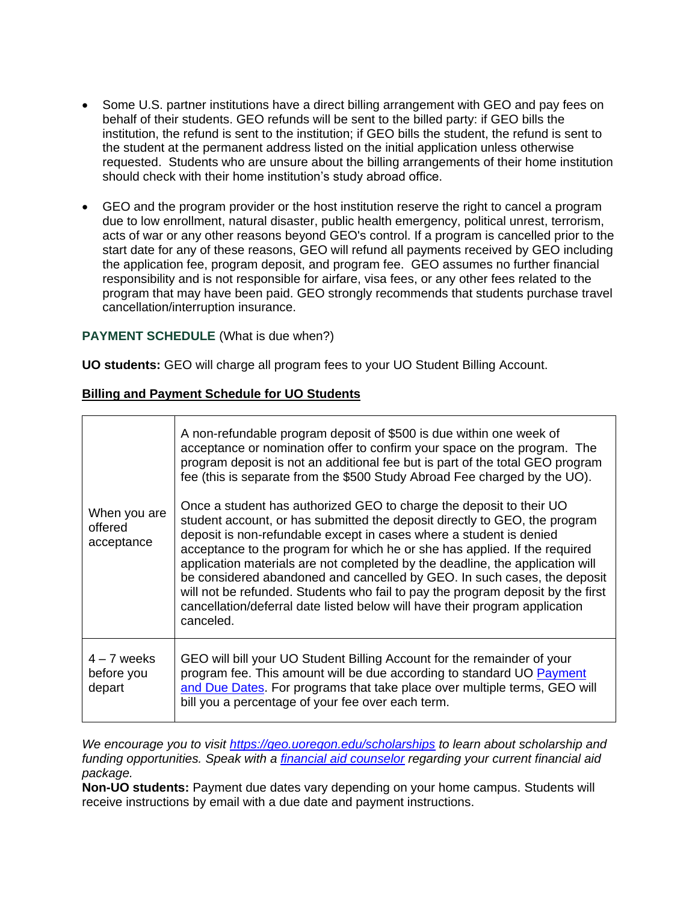- Some U.S. partner institutions have a direct billing arrangement with GEO and pay fees on behalf of their students. GEO refunds will be sent to the billed party: if GEO bills the institution, the refund is sent to the institution; if GEO bills the student, the refund is sent to the student at the permanent address listed on the initial application unless otherwise requested. Students who are unsure about the billing arrangements of their home institution should check with their home institution's study abroad office.

- GEO and the program provider or the host institution reserve the right to cancel a program due to low enrollment, natural disaster, public health emergency, political unrest, terrorism, acts of war or any other reasons beyond GEO's control. If a program is cancelled prior to the start date for any of these reasons, GEO will refund all payments received by GEO including the application fee, program deposit, and program fee. GEO assumes no further financial responsibility and is not responsible for airfare, visa fees, or any other fees related to the program that may have been paid. GEO strongly recommends that students purchase travel cancellation/interruption insurance.

**PAYMENT SCHEDULE** (What is due when?)

**UO students:** GEO will charge all program fees to your UO Student Billing Account.

**Billing and Payment Schedule for UO Students**

| | |
|---|---|
| When you are offered acceptance | A non-refundable program deposit of $500 is due within one week of acceptance or nomination offer to confirm your space on the program. The program deposit is not an additional fee but is part of the total GEO program fee (this is separate from the $500 Study Abroad Fee charged by the UO).<br><br>Once a student has authorized GEO to charge the deposit to their UO student account, or has submitted the deposit directly to GEO, the program deposit is non-refundable except in cases where a student is denied acceptance to the program for which he or she has applied. If the required application materials are not completed by the deadline, the application will be considered abandoned and cancelled by GEO. In such cases, the deposit will not be refunded. Students who fail to pay the program deposit by the first cancellation/deferral date listed below will have their program application canceled. |
| 4 – 7 weeks before you depart | GEO will bill your UO Student Billing Account for the remainder of your program fee. This amount will be due according to standard UO Payment and Due Dates. For programs that take place over multiple terms, GEO will bill you a percentage of your fee over each term. |

*We encourage you to visit https://geo.uoregon.edu/scholarships to learn about scholarship and funding opportunities. Speak with a financial aid counselor regarding your current financial aid package.*

**Non-UO students:** Payment due dates vary depending on your home campus. Students will receive instructions by email with a due date and payment instructions.